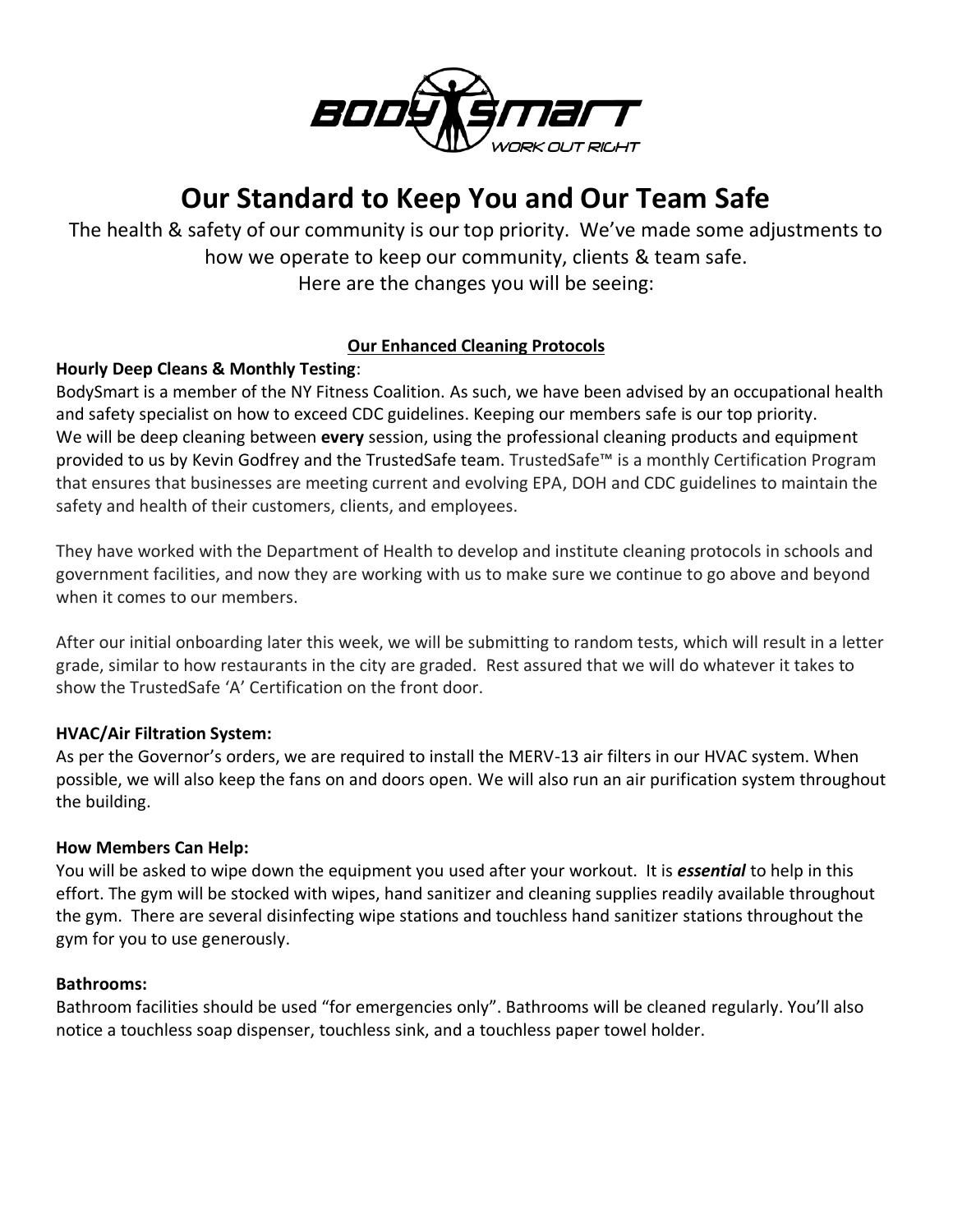# Our Standard to Keep You and Our Team Safe

The health & safety of our community is our top priority. We've made some adjustments to how we operate to keep our community, clients & team safe.
Here are the changes you will be seeing:

## Our Enhanced Cleaning Protocols

**Hourly Deep Cleans & Monthly Testing**:
BodySmart is a member of the NY Fitness Coalition. As such, we have been advised by an occupational health and safety specialist on how to exceed CDC guidelines. Keeping our members safe is our top priority. We will be deep cleaning between **every** session, using the professional cleaning products and equipment provided to us by Kevin Godfrey and the TrustedSafe team. TrustedSafe™ is a monthly Certification Program that ensures that businesses are meeting current and evolving EPA, DOH and CDC guidelines to maintain the safety and health of their customers, clients, and employees.

They have worked with the Department of Health to develop and institute cleaning protocols in schools and government facilities, and now they are working with us to make sure we continue to go above and beyond when it comes to our members.

After our initial onboarding later this week, we will be submitting to random tests, which will result in a letter grade, similar to how restaurants in the city are graded. Rest assured that we will do whatever it takes to show the TrustedSafe 'A' Certification on the front door.

**HVAC/Air Filtration System:**
As per the Governor's orders, we are required to install the MERV-13 air filters in our HVAC system. When possible, we will also keep the fans on and doors open. We will also run an air purification system throughout the building.

**How Members Can Help:**
You will be asked to wipe down the equipment you used after your workout. It is ***essential*** to help in this effort. The gym will be stocked with wipes, hand sanitizer and cleaning supplies readily available throughout the gym. There are several disinfecting wipe stations and touchless hand sanitizer stations throughout the gym for you to use generously.

**Bathrooms:**
Bathroom facilities should be used "for emergencies only". Bathrooms will be cleaned regularly. You'll also notice a touchless soap dispenser, touchless sink, and a touchless paper towel holder.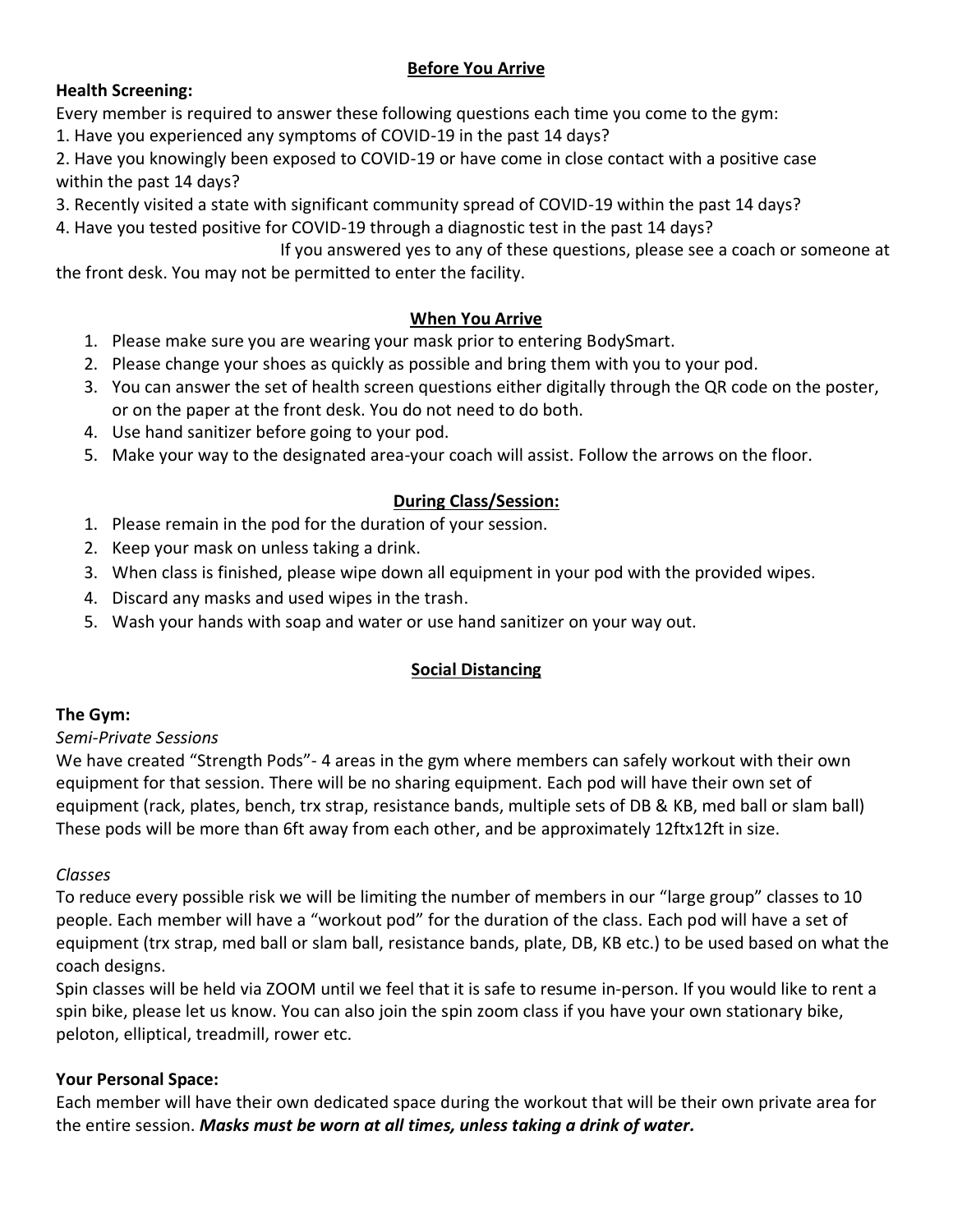## Before You Arrive

**Health Screening:**

Every member is required to answer these following questions each time you come to the gym:

1. Have you experienced any symptoms of COVID-19 in the past 14 days?
2. Have you knowingly been exposed to COVID-19 or have come in close contact with a positive case within the past 14 days?
3. Recently visited a state with significant community spread of COVID-19 within the past 14 days?
4. Have you tested positive for COVID-19 through a diagnostic test in the past 14 days?

If you answered yes to any of these questions, please see a coach or someone at the front desk. You may not be permitted to enter the facility.

## When You Arrive

1. Please make sure you are wearing your mask prior to entering BodySmart.
2. Please change your shoes as quickly as possible and bring them with you to your pod.
3. You can answer the set of health screen questions either digitally through the QR code on the poster, or on the paper at the front desk. You do not need to do both.
4. Use hand sanitizer before going to your pod.
5. Make your way to the designated area-your coach will assist. Follow the arrows on the floor.

## During Class/Session:

1. Please remain in the pod for the duration of your session.
2. Keep your mask on unless taking a drink.
3. When class is finished, please wipe down all equipment in your pod with the provided wipes.
4. Discard any masks and used wipes in the trash.
5. Wash your hands with soap and water or use hand sanitizer on your way out.

## Social Distancing

**The Gym:**

*Semi-Private Sessions*

We have created "Strength Pods"- 4 areas in the gym where members can safely workout with their own equipment for that session. There will be no sharing equipment. Each pod will have their own set of equipment (rack, plates, bench, trx strap, resistance bands, multiple sets of DB & KB, med ball or slam ball) These pods will be more than 6ft away from each other, and be approximately 12ftx12ft in size.

*Classes*

To reduce every possible risk we will be limiting the number of members in our "large group" classes to 10 people. Each member will have a "workout pod" for the duration of the class. Each pod will have a set of equipment (trx strap, med ball or slam ball, resistance bands, plate, DB, KB etc.) to be used based on what the coach designs.

Spin classes will be held via ZOOM until we feel that it is safe to resume in-person. If you would like to rent a spin bike, please let us know. You can also join the spin zoom class if you have your own stationary bike, peloton, elliptical, treadmill, rower etc.

**Your Personal Space:**

Each member will have their own dedicated space during the workout that will be their own private area for the entire session. ***Masks must be worn at all times, unless taking a drink of water.***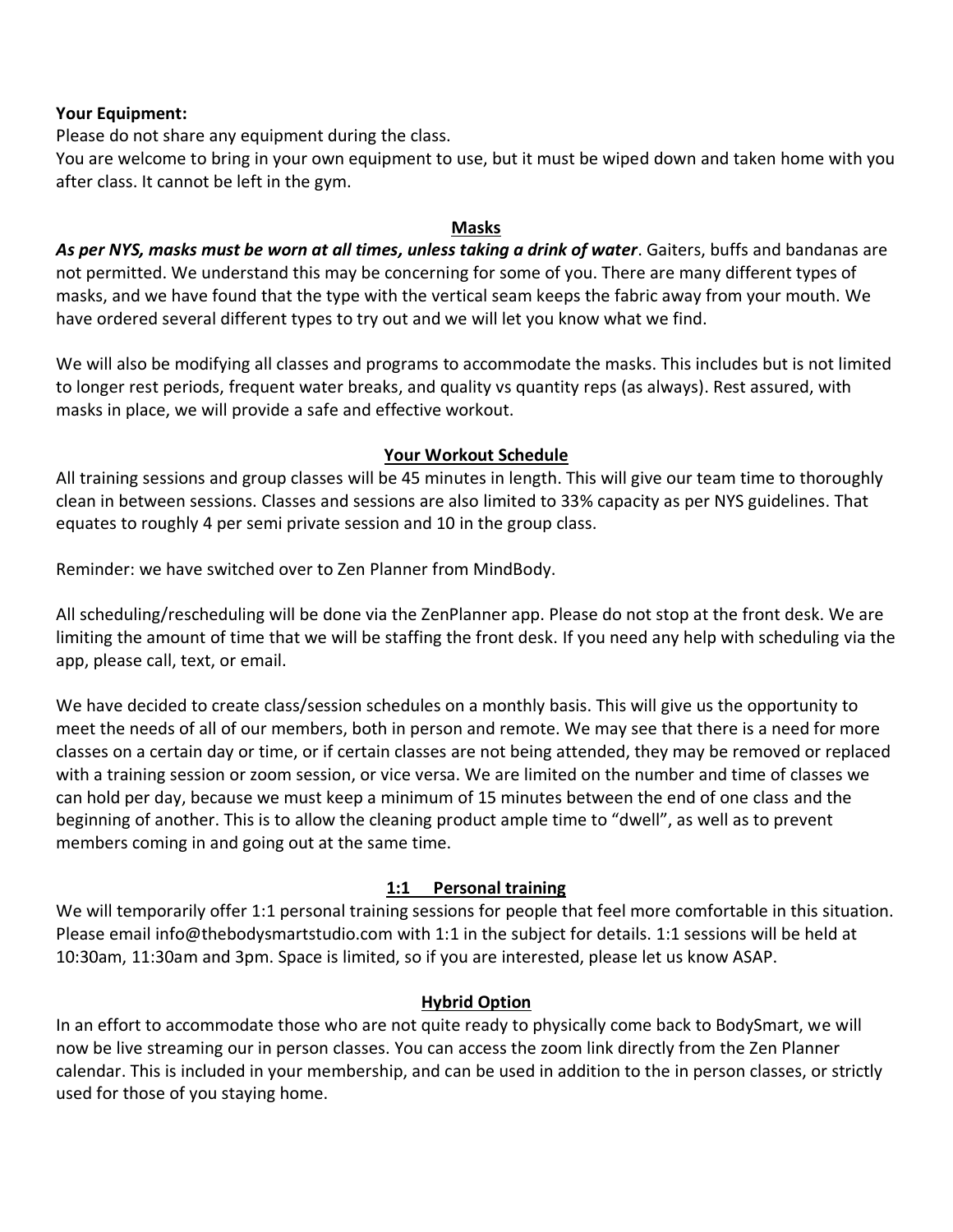**Your Equipment:**

Please do not share any equipment during the class.
You are welcome to bring in your own equipment to use, but it must be wiped down and taken home with you after class. It cannot be left in the gym.

## Masks

***As per NYS, masks must be worn at all times, unless taking a drink of water***. Gaiters, buffs and bandanas are not permitted. We understand this may be concerning for some of you. There are many different types of masks, and we have found that the type with the vertical seam keeps the fabric away from your mouth. We have ordered several different types to try out and we will let you know what we find.

We will also be modifying all classes and programs to accommodate the masks. This includes but is not limited to longer rest periods, frequent water breaks, and quality vs quantity reps (as always). Rest assured, with masks in place, we will provide a safe and effective workout.

## Your Workout Schedule

All training sessions and group classes will be 45 minutes in length. This will give our team time to thoroughly clean in between sessions. Classes and sessions are also limited to 33% capacity as per NYS guidelines. That equates to roughly 4 per semi private session and 10 in the group class.

Reminder: we have switched over to Zen Planner from MindBody.

All scheduling/rescheduling will be done via the ZenPlanner app. Please do not stop at the front desk. We are limiting the amount of time that we will be staffing the front desk. If you need any help with scheduling via the app, please call, text, or email.

We have decided to create class/session schedules on a monthly basis. This will give us the opportunity to meet the needs of all of our members, both in person and remote. We may see that there is a need for more classes on a certain day or time, or if certain classes are not being attended, they may be removed or replaced with a training session or zoom session, or vice versa. We are limited on the number and time of classes we can hold per day, because we must keep a minimum of 15 minutes between the end of one class and the beginning of another. This is to allow the cleaning product ample time to "dwell", as well as to prevent members coming in and going out at the same time.

## 1:1 Personal training

We will temporarily offer 1:1 personal training sessions for people that feel more comfortable in this situation. Please email info@thebodysmartstudio.com with 1:1 in the subject for details. 1:1 sessions will be held at 10:30am, 11:30am and 3pm. Space is limited, so if you are interested, please let us know ASAP.

## Hybrid Option

In an effort to accommodate those who are not quite ready to physically come back to BodySmart, we will now be live streaming our in person classes. You can access the zoom link directly from the Zen Planner calendar. This is included in your membership, and can be used in addition to the in person classes, or strictly used for those of you staying home.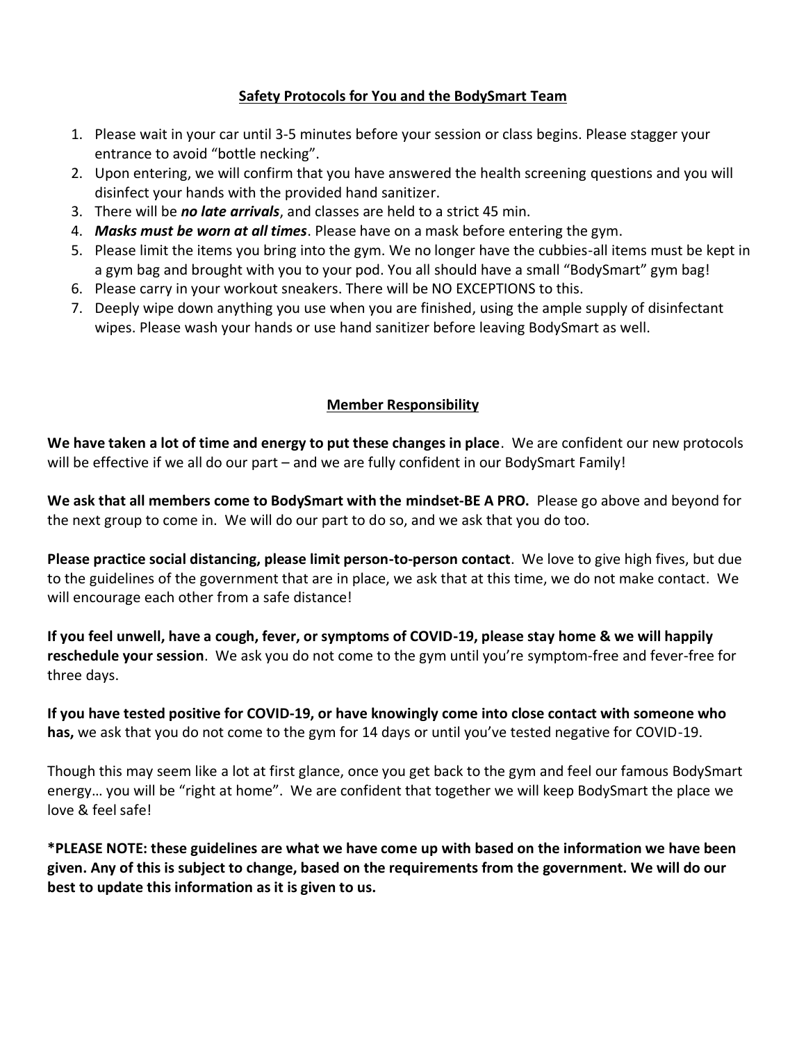## Safety Protocols for You and the BodySmart Team

1. Please wait in your car until 3-5 minutes before your session or class begins. Please stagger your entrance to avoid "bottle necking".
2. Upon entering, we will confirm that you have answered the health screening questions and you will disinfect your hands with the provided hand sanitizer.
3. There will be ***no late arrivals***, and classes are held to a strict 45 min.
4. ***Masks must be worn at all times***. Please have on a mask before entering the gym.
5. Please limit the items you bring into the gym. We no longer have the cubbies-all items must be kept in a gym bag and brought with you to your pod. You all should have a small "BodySmart" gym bag!
6. Please carry in your workout sneakers. There will be NO EXCEPTIONS to this.
7. Deeply wipe down anything you use when you are finished, using the ample supply of disinfectant wipes. Please wash your hands or use hand sanitizer before leaving BodySmart as well.

## Member Responsibility

**We have taken a lot of time and energy to put these changes in place**. We are confident our new protocols will be effective if we all do our part – and we are fully confident in our BodySmart Family!

**We ask that all members come to BodySmart with the mindset-BE A PRO.** Please go above and beyond for the next group to come in. We will do our part to do so, and we ask that you do too.

**Please practice social distancing, please limit person-to-person contact**. We love to give high fives, but due to the guidelines of the government that are in place, we ask that at this time, we do not make contact. We will encourage each other from a safe distance!

**If you feel unwell, have a cough, fever, or symptoms of COVID-19, please stay home & we will happily reschedule your session**. We ask you do not come to the gym until you're symptom-free and fever-free for three days.

**If you have tested positive for COVID-19, or have knowingly come into close contact with someone who has,** we ask that you do not come to the gym for 14 days or until you've tested negative for COVID-19.

Though this may seem like a lot at first glance, once you get back to the gym and feel our famous BodySmart energy… you will be "right at home". We are confident that together we will keep BodySmart the place we love & feel safe!

**\*PLEASE NOTE: these guidelines are what we have come up with based on the information we have been given. Any of this is subject to change, based on the requirements from the government. We will do our best to update this information as it is given to us.**